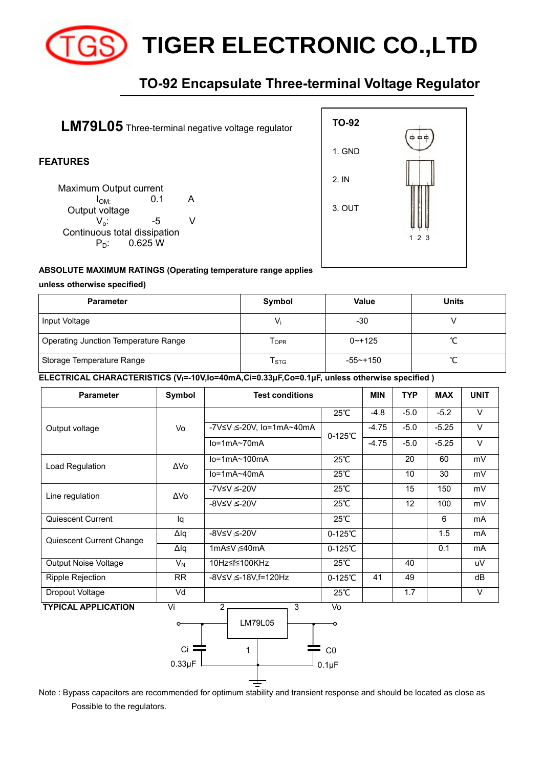# TIGER ELECTRONIC CO.,LTD

## TO-92 Encapsulate Three-terminal Voltage Regulator

**LM79L05** Three-terminal negative voltage regulator

**TO-92**

1. GND
2. IN
3. OUT

### FEATURES

Maximum Output current
$I_{OM}$: 0.1 A

Output voltage
$V_o$: -5 V

Continuous total dissipation
$P_D$: 0.625 W

**ABSOLUTE MAXIMUM RATINGS (Operating temperature range applies unless otherwise specified)**

| Parameter | Symbol | Value | Units |
|---|---|---|---|
| Input Voltage | $V_i$ | -30 | V |
| Operating Junction Temperature Range | $T_{OPR}$ | 0~+125 | ℃ |
| Storage Temperature Range | $T_{STG}$ | -55~+150 | ℃ |

**ELECTRICAL CHARACTERISTICS ($V_i$=-10V,Io=40mA,Ci=0.33μF,Co=0.1μF, unless otherwise specified )**

| Parameter | Symbol | Test conditions | | MIN | TYP | MAX | UNIT |
|---|---|---|---|---|---|---|---|
| Output voltage | Vo | | 25℃ | -4.8 | -5.0 | -5.2 | V |
| | | -7V≤V$_i$≤-20V, Io=1mA~40mA | 0-125℃ | -4.75 | -5.0 | -5.25 | V |
| | | Io=1mA~70mA | | -4.75 | -5.0 | -5.25 | V |
| Load Regulation | ΔVo | Io=1mA~100mA | 25℃ | | 20 | 60 | mV |
| | | Io=1mA~40mA | 25℃ | | 10 | 30 | mV |
| Line regulation | ΔVo | -7V≤V$_i$≤-20V | 25℃ | | 15 | 150 | mV |
| | | -8V≤V$_i$≤-20V | 25℃ | | 12 | 100 | mV |
| Quiescent Current | Iq | | 25℃ | | | 6 | mA |
| Quiescent Current Change | ΔIq | -8V≤V$_i$≤-20V | 0-125℃ | | | 1.5 | mA |
| | ΔIq | 1mA≤V$_i$≤40mA | 0-125℃ | | | 0.1 | mA |
| Output Noise Voltage | $V_N$ | 10Hz≤f≤100KHz | 25℃ | | 40 | | uV |
| Ripple Rejection | RR | -8V≤V$_i$≤-18V,f=120Hz | 0-125℃ | 41 | 49 | | dB |
| Dropout Voltage | Vd | | 25℃ | | 1.7 | | V |

**TYPICAL APPLICATION**

Vi — 2 — LM79L05 — 3 — Vo; 1 — GND; Ci 0.33μF; C0 0.1μF

Note : Bypass capacitors are recommended for optimum stability and transient response and should be located as close as Possible to the regulators.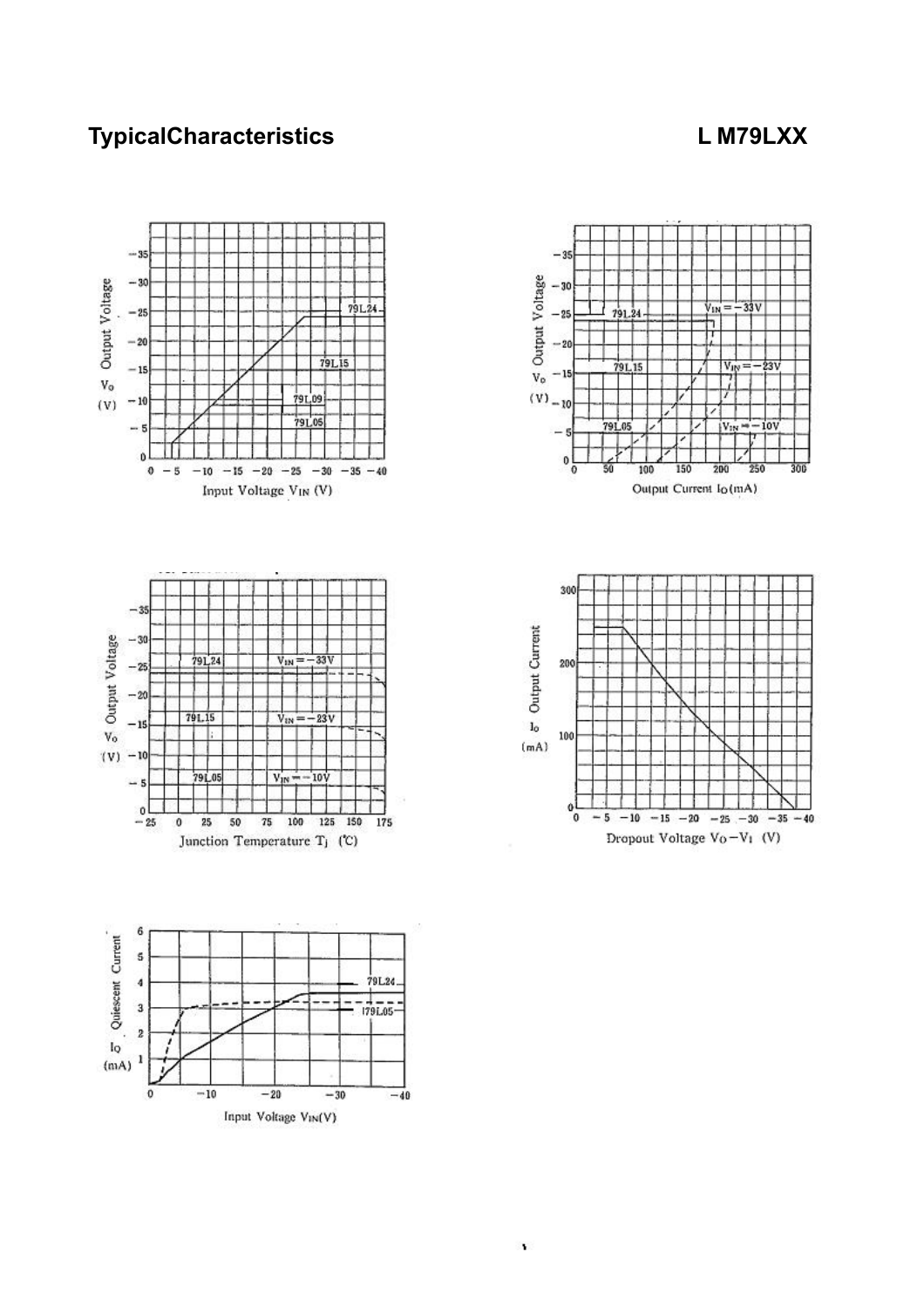## TypicalCharacteristics

## L M79LXX

Output Voltage $V_O$ (V)

-35
-30
-25
-20
-15
-10
-5
0

0 -5 -10 -15 -20 -25 -30 -35 -40

Input Voltage $V_{IN}$ (V)

79L24
79L15
79L09
79L05

Output Voltage $V_O$ (V)

-35
-30
-25
-20
-15
-10
-5
0

0 50 100 150 200 250 300

Output Current $I_O$(mA)

79L24
79L15
79L05
$V_{IN}$ = -33V
$V_{IN}$ = -23V
$V_{IN}$ = -10V

Output Voltage $V_O$ (V)

-35
-30
-25
-20
-15
-10
-5
0

-25 0 25 50 75 100 125 150 175

Junction Temperature $T_j$ (℃)

79L24
79L15
79L05
$V_{IN}$ = -33V
$V_{IN}$ = -23V
$V_{IN}$ = -10V

Output Current $I_o$ (mA)

300
200
100
0

0 -5 -10 -15 -20 -25 -30 -35 -40

Dropout Voltage $V_O - V_I$ (V)

Quiescent Current $I_Q$ (mA)

6
5
4
3
2
1
0

0 -10 -20 -30 -40

Input Voltage $V_{IN}$(V)

79L24
79L05